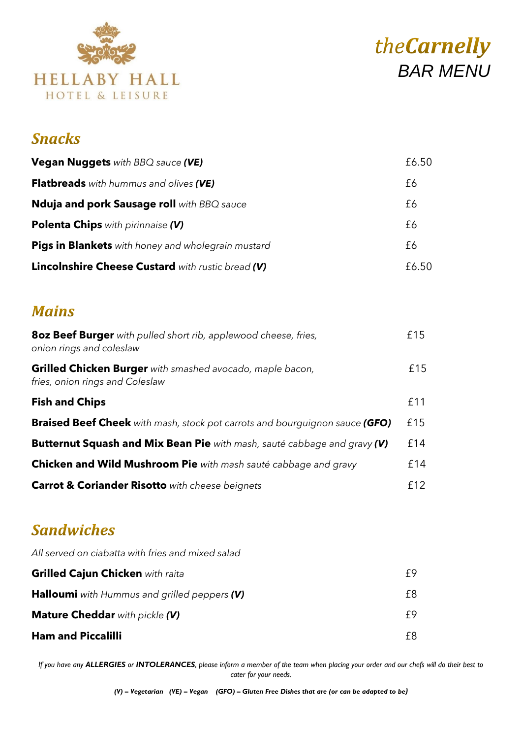HELLABY HALL
HOTEL & LEISURE

# *theCarnelly*
# *BAR MENU*

## *Snacks*

| | |
|---|---|
| **Vegan Nuggets** *with BBQ sauce* ***(VE)*** | £6.50 |
| **Flatbreads** *with hummus and olives* ***(VE)*** | £6 |
| **Nduja and pork Sausage roll** *with BBQ sauce* | £6 |
| **Polenta Chips** *with pirinnaise* ***(V)*** | £6 |
| **Pigs in Blankets** *with honey and wholegrain mustard* | £6 |
| **Lincolnshire Cheese Custard** *with rustic bread* ***(V)*** | £6.50 |

## *Mains*

| | |
|---|---|
| **8oz Beef Burger** *with pulled short rib, applewood cheese, fries, onion rings and coleslaw* | £15 |
| **Grilled Chicken Burger** *with smashed avocado, maple bacon, fries, onion rings and Coleslaw* | £15 |
| **Fish and Chips** | £11 |
| **Braised Beef Cheek** *with mash, stock pot carrots and bourguignon sauce* ***(GFO)*** | £15 |
| **Butternut Squash and Mix Bean Pie** *with mash, sauté cabbage and gravy* ***(V)*** | £14 |
| **Chicken and Wild Mushroom Pie** *with mash sauté cabbage and gravy* | £14 |
| **Carrot & Coriander Risotto** *with cheese beignets* | £12 |

## *Sandwiches*

*All served on ciabatta with fries and mixed salad*

| | |
|---|---|
| **Grilled Cajun Chicken** *with raita* | £9 |
| **Halloumi** *with Hummus and grilled peppers* ***(V)*** | £8 |
| **Mature Cheddar** *with pickle* ***(V)*** | £9 |
| **Ham and Piccalilli** | £8 |

*If you have any* ***ALLERGIES*** *or* ***INTOLERANCES****, please inform a member of the team when placing your order and our chefs will do their best to cater for your needs.*

***(V) – Vegetarian (VE) – Vegan (GFO) – Gluten Free Dishes that are (or can be adapted to be)***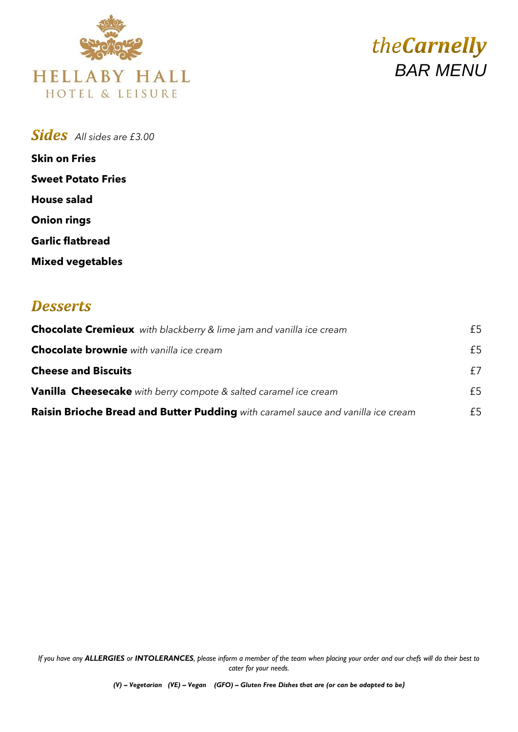HELLABY HALL
HOTEL & LEISURE

# *the**Carnelly***
## *BAR MENU*

## ***Sides*** *All sides are £3.00*

**Skin on Fries**

**Sweet Potato Fries**

**House salad**

**Onion rings**

**Garlic flatbread**

**Mixed vegetables**

## ***Desserts***

| | |
|---|---|
| **Chocolate Cremieux** *with blackberry & lime jam and vanilla ice cream* | £5 |
| **Chocolate brownie** *with vanilla ice cream* | £5 |
| **Cheese and Biscuits** | £7 |
| **Vanilla Cheesecake** *with berry compote & salted caramel ice cream* | £5 |
| **Raisin Brioche Bread and Butter Pudding** *with caramel sauce and vanilla ice cream* | £5 |

*If you have any **ALLERGIES** or **INTOLERANCES**, please inform a member of the team when placing your order and our chefs will do their best to cater for your needs.*

***(V) – Vegetarian (VE) – Vegan (GFO) – Gluten Free Dishes that are (or can be adapted to be)***